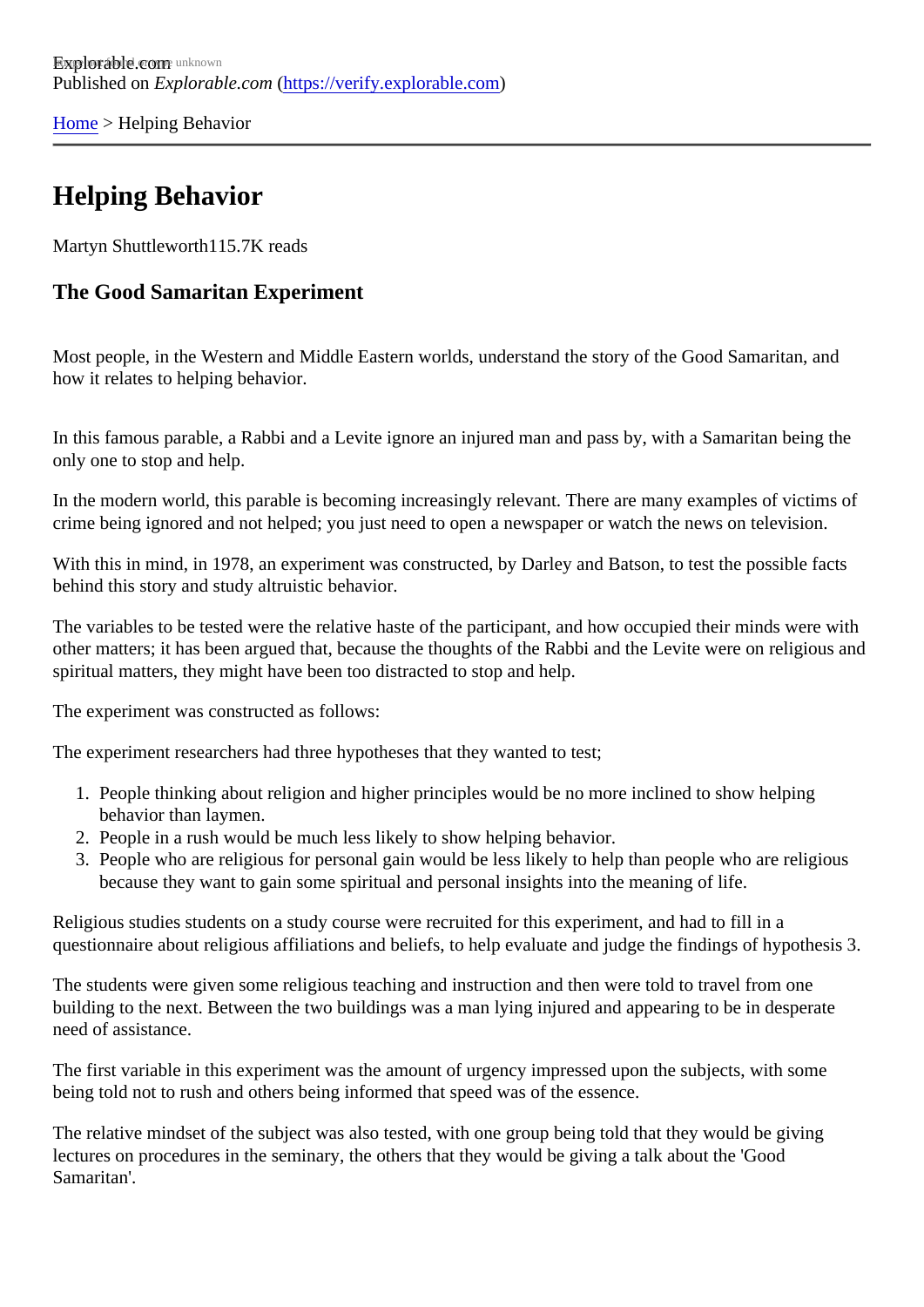Explorable.com
Published on *Explorable.com* (https://verify.explorable.com)

Home > Helping Behavior

# Helping Behavior

Martyn Shuttleworth115.7K reads

## The Good Samaritan Experiment

Most people, in the Western and Middle Eastern worlds, understand the story of the Good Samaritan, and how it relates to helping behavior.

In this famous parable, a Rabbi and a Levite ignore an injured man and pass by, with a Samaritan being the only one to stop and help.

In the modern world, this parable is becoming increasingly relevant. There are many examples of victims of crime being ignored and not helped; you just need to open a newspaper or watch the news on television.

With this in mind, in 1978, an experiment was constructed, by Darley and Batson, to test the possible facts behind this story and study altruistic behavior.

The variables to be tested were the relative haste of the participant, and how occupied their minds were with other matters; it has been argued that, because the thoughts of the Rabbi and the Levite were on religious and spiritual matters, they might have been too distracted to stop and help.

The experiment was constructed as follows:

The experiment researchers had three hypotheses that they wanted to test;

1. People thinking about religion and higher principles would be no more inclined to show helping behavior than laymen.
2. People in a rush would be much less likely to show helping behavior.
3. People who are religious for personal gain would be less likely to help than people who are religious because they want to gain some spiritual and personal insights into the meaning of life.

Religious studies students on a study course were recruited for this experiment, and had to fill in a questionnaire about religious affiliations and beliefs, to help evaluate and judge the findings of hypothesis 3.

The students were given some religious teaching and instruction and then were told to travel from one building to the next. Between the two buildings was a man lying injured and appearing to be in desperate need of assistance.

The first variable in this experiment was the amount of urgency impressed upon the subjects, with some being told not to rush and others being informed that speed was of the essence.

The relative mindset of the subject was also tested, with one group being told that they would be giving lectures on procedures in the seminary, the others that they would be giving a talk about the 'Good Samaritan'.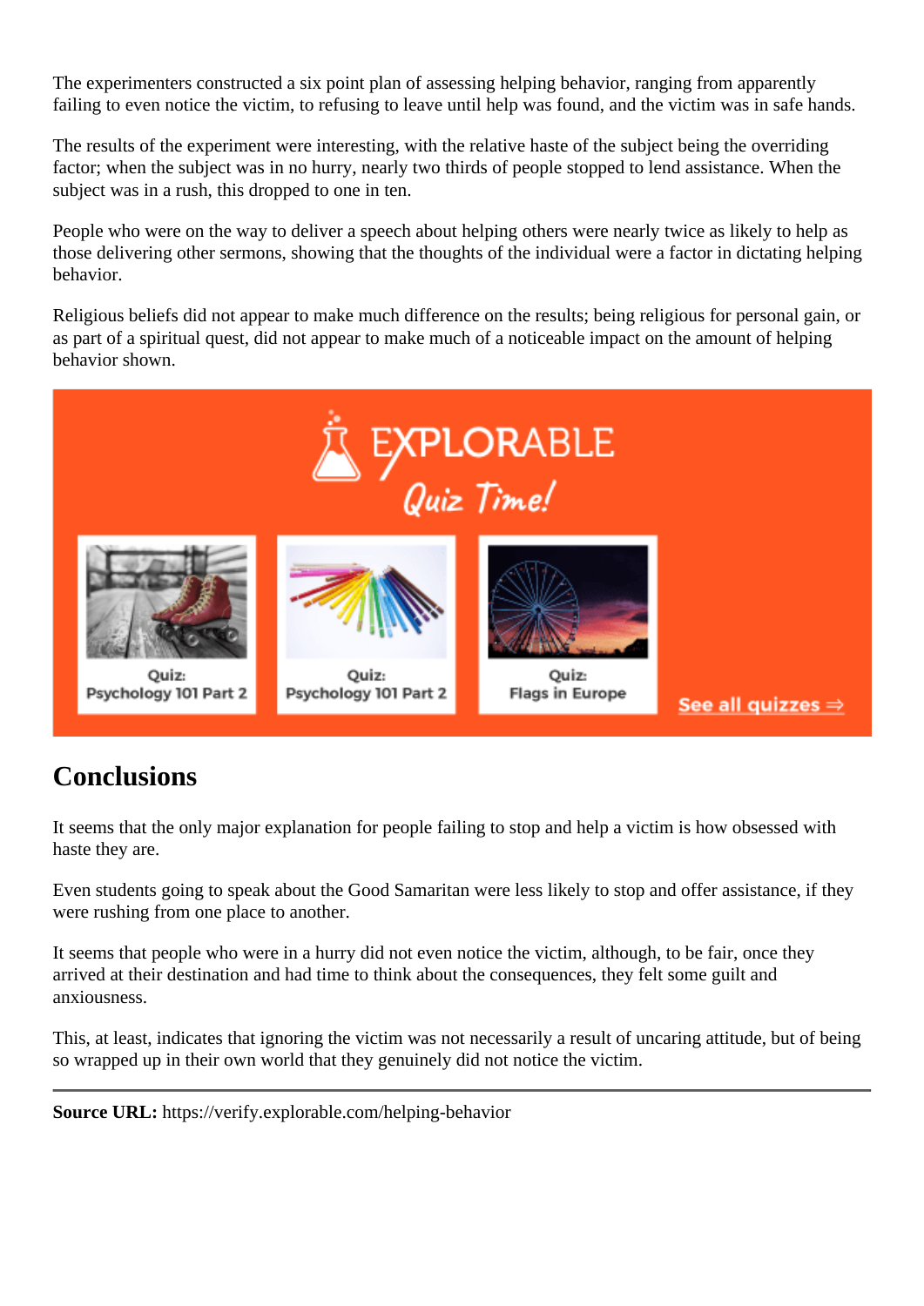The experimenters constructed a six point plan of assessing helping behavior, ranging from apparently failing to even notice the victim, to refusing to leave until help was found, and the victim was in safe hands.

The results of the experiment were interesting, with the relative haste of the subject being the overriding factor; when the subject was in no hurry, nearly two thirds of people stopped to lend assistance. When the subject was in a rush, this dropped to one in ten.

People who were on the way to deliver a speech about helping others were nearly twice as likely to help as those delivering other sermons, showing that the thoughts of the individual were a factor in dictating helping behavior.

Religious beliefs did not appear to make much difference on the results; being religious for personal gain, or as part of a spiritual quest, did not appear to make much of a noticeable impact on the amount of helping behavior shown.

## Conclusions

It seems that the only major explanation for people failing to stop and help a victim is how obsessed with haste they are.

Even students going to speak about the Good Samaritan were less likely to stop and offer assistance, if they were rushing from one place to another.

It seems that people who were in a hurry did not even notice the victim, although, to be fair, once they arrived at their destination and had time to think about the consequences, they felt some guilt and anxiousness.

This, at least, indicates that ignoring the victim was not necessarily a result of uncaring attitude, but of being so wrapped up in their own world that they genuinely did not notice the victim.

---

**Source URL:** https://verify.explorable.com/helping-behavior